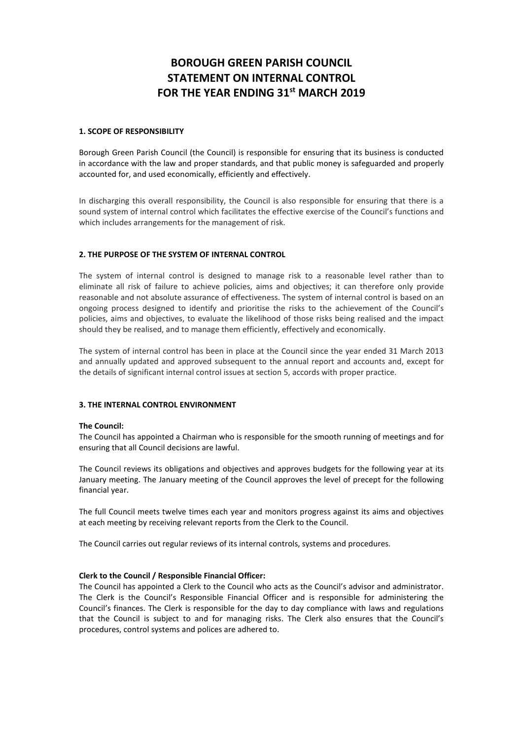# BOROUGH GREEN PARISH COUNCIL
# STATEMENT ON INTERNAL CONTROL
# FOR THE YEAR ENDING 31st MARCH 2019

### 1. SCOPE OF RESPONSIBILITY

Borough Green Parish Council (the Council) is responsible for ensuring that its business is conducted in accordance with the law and proper standards, and that public money is safeguarded and properly accounted for, and used economically, efficiently and effectively.

In discharging this overall responsibility, the Council is also responsible for ensuring that there is a sound system of internal control which facilitates the effective exercise of the Council's functions and which includes arrangements for the management of risk.

### 2. THE PURPOSE OF THE SYSTEM OF INTERNAL CONTROL

The system of internal control is designed to manage risk to a reasonable level rather than to eliminate all risk of failure to achieve policies, aims and objectives; it can therefore only provide reasonable and not absolute assurance of effectiveness. The system of internal control is based on an ongoing process designed to identify and prioritise the risks to the achievement of the Council's policies, aims and objectives, to evaluate the likelihood of those risks being realised and the impact should they be realised, and to manage them efficiently, effectively and economically.

The system of internal control has been in place at the Council since the year ended 31 March 2013 and annually updated and approved subsequent to the annual report and accounts and, except for the details of significant internal control issues at section 5, accords with proper practice.

### 3. THE INTERNAL CONTROL ENVIRONMENT

**The Council:**
The Council has appointed a Chairman who is responsible for the smooth running of meetings and for ensuring that all Council decisions are lawful.

The Council reviews its obligations and objectives and approves budgets for the following year at its January meeting. The January meeting of the Council approves the level of precept for the following financial year.

The full Council meets twelve times each year and monitors progress against its aims and objectives at each meeting by receiving relevant reports from the Clerk to the Council.

The Council carries out regular reviews of its internal controls, systems and procedures.

**Clerk to the Council / Responsible Financial Officer:**
The Council has appointed a Clerk to the Council who acts as the Council's advisor and administrator. The Clerk is the Council's Responsible Financial Officer and is responsible for administering the Council's finances. The Clerk is responsible for the day to day compliance with laws and regulations that the Council is subject to and for managing risks. The Clerk also ensures that the Council's procedures, control systems and polices are adhered to.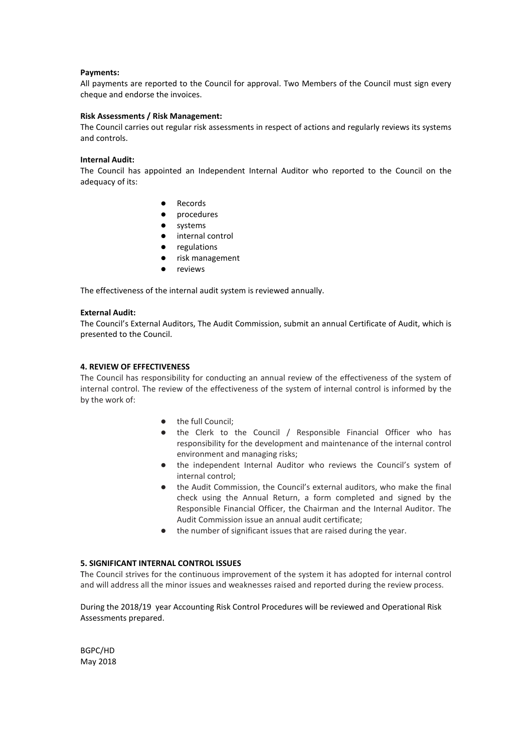**Payments:**
All payments are reported to the Council for approval. Two Members of the Council must sign every cheque and endorse the invoices.

**Risk Assessments / Risk Management:**
The Council carries out regular risk assessments in respect of actions and regularly reviews its systems and controls.

**Internal Audit:**
The Council has appointed an Independent Internal Auditor who reported to the Council on the adequacy of its:

- Records
- procedures
- systems
- internal control
- regulations
- risk management
- reviews

The effectiveness of the internal audit system is reviewed annually.

**External Audit:**
The Council's External Auditors, The Audit Commission, submit an annual Certificate of Audit, which is presented to the Council.

**4. REVIEW OF EFFECTIVENESS**

The Council has responsibility for conducting an annual review of the effectiveness of the system of internal control. The review of the effectiveness of the system of internal control is informed by the by the work of:

- the full Council;
- the Clerk to the Council / Responsible Financial Officer who has responsibility for the development and maintenance of the internal control environment and managing risks;
- the independent Internal Auditor who reviews the Council's system of internal control;
- the Audit Commission, the Council's external auditors, who make the final check using the Annual Return, a form completed and signed by the Responsible Financial Officer, the Chairman and the Internal Auditor. The Audit Commission issue an annual audit certificate;
- the number of significant issues that are raised during the year.

**5. SIGNIFICANT INTERNAL CONTROL ISSUES**

The Council strives for the continuous improvement of the system it has adopted for internal control and will address all the minor issues and weaknesses raised and reported during the review process.

During the 2018/19 year Accounting Risk Control Procedures will be reviewed and Operational Risk Assessments prepared.

BGPC/HD
May 2018